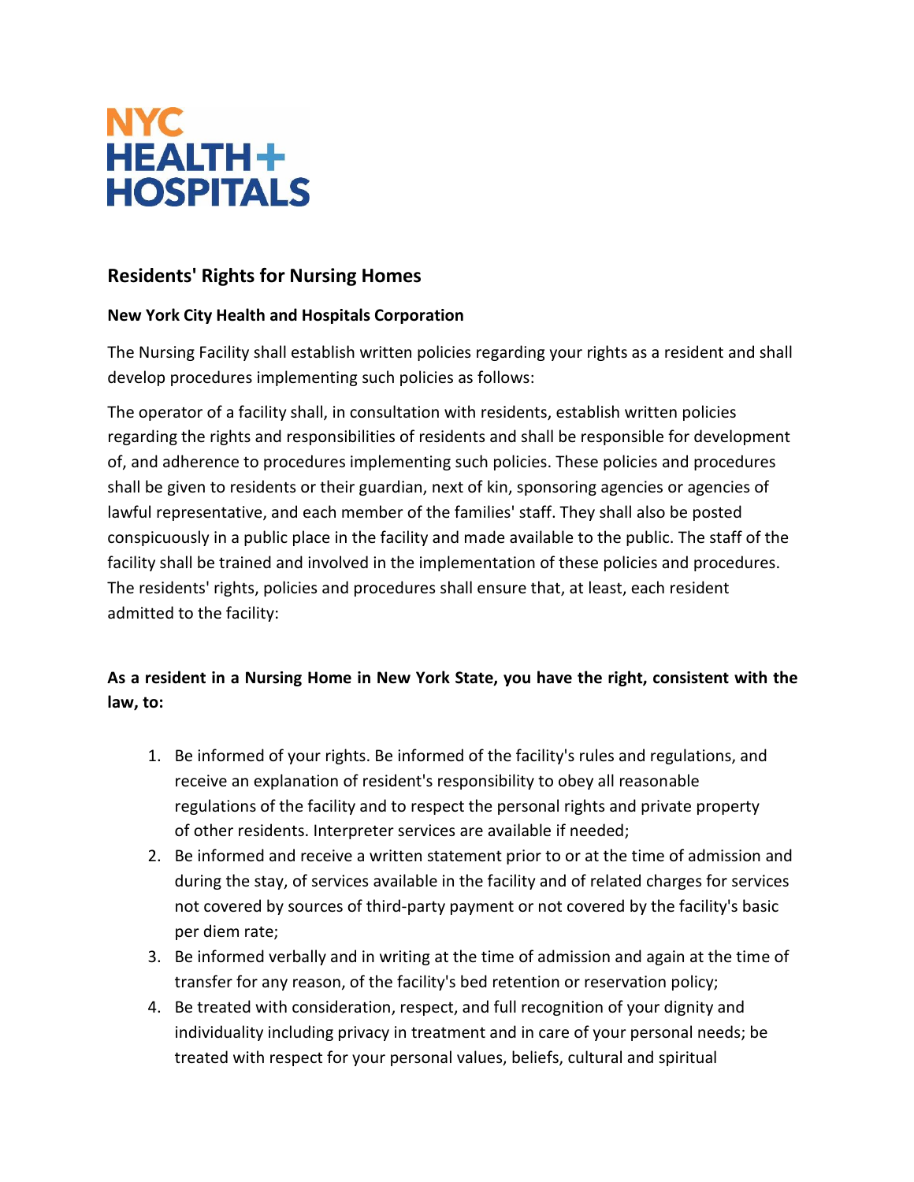# NYC HEALTH+ HOSPITALS

## Residents' Rights for Nursing Homes

**New York City Health and Hospitals Corporation**

The Nursing Facility shall establish written policies regarding your rights as a resident and shall develop procedures implementing such policies as follows:

The operator of a facility shall, in consultation with residents, establish written policies regarding the rights and responsibilities of residents and shall be responsible for development of, and adherence to procedures implementing such policies. These policies and procedures shall be given to residents or their guardian, next of kin, sponsoring agencies or agencies of lawful representative, and each member of the families' staff. They shall also be posted conspicuously in a public place in the facility and made available to the public. The staff of the facility shall be trained and involved in the implementation of these policies and procedures. The residents' rights, policies and procedures shall ensure that, at least, each resident admitted to the facility:

**As a resident in a Nursing Home in New York State, you have the right, consistent with the law, to:**

1. Be informed of your rights. Be informed of the facility's rules and regulations, and receive an explanation of resident's responsibility to obey all reasonable regulations of the facility and to respect the personal rights and private property of other residents. Interpreter services are available if needed;
2. Be informed and receive a written statement prior to or at the time of admission and during the stay, of services available in the facility and of related charges for services not covered by sources of third-party payment or not covered by the facility's basic per diem rate;
3. Be informed verbally and in writing at the time of admission and again at the time of transfer for any reason, of the facility's bed retention or reservation policy;
4. Be treated with consideration, respect, and full recognition of your dignity and individuality including privacy in treatment and in care of your personal needs; be treated with respect for your personal values, beliefs, cultural and spiritual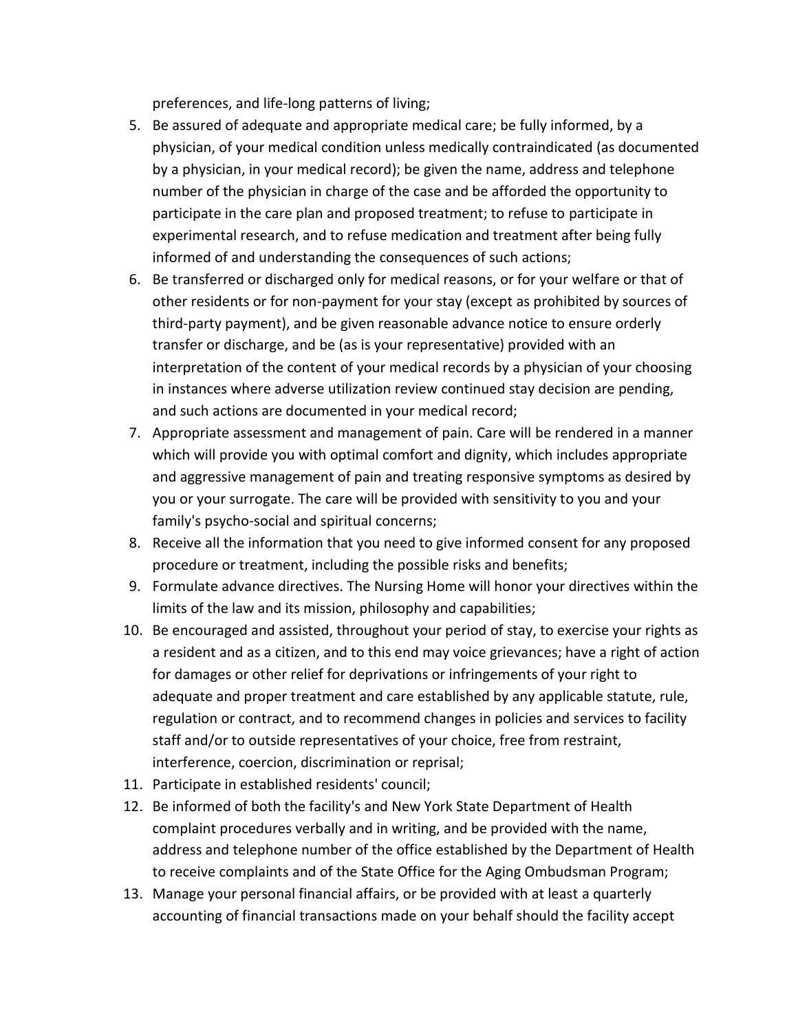preferences, and life-long patterns of living;

5. Be assured of adequate and appropriate medical care; be fully informed, by a physician, of your medical condition unless medically contraindicated (as documented by a physician, in your medical record); be given the name, address and telephone number of the physician in charge of the case and be afforded the opportunity to participate in the care plan and proposed treatment; to refuse to participate in experimental research, and to refuse medication and treatment after being fully informed of and understanding the consequences of such actions;
6. Be transferred or discharged only for medical reasons, or for your welfare or that of other residents or for non-payment for your stay (except as prohibited by sources of third-party payment), and be given reasonable advance notice to ensure orderly transfer or discharge, and be (as is your representative) provided with an interpretation of the content of your medical records by a physician of your choosing in instances where adverse utilization review continued stay decision are pending, and such actions are documented in your medical record;
7. Appropriate assessment and management of pain. Care will be rendered in a manner which will provide you with optimal comfort and dignity, which includes appropriate and aggressive management of pain and treating responsive symptoms as desired by you or your surrogate. The care will be provided with sensitivity to you and your family's psycho-social and spiritual concerns;
8. Receive all the information that you need to give informed consent for any proposed procedure or treatment, including the possible risks and benefits;
9. Formulate advance directives. The Nursing Home will honor your directives within the limits of the law and its mission, philosophy and capabilities;
10. Be encouraged and assisted, throughout your period of stay, to exercise your rights as a resident and as a citizen, and to this end may voice grievances; have a right of action for damages or other relief for deprivations or infringements of your right to adequate and proper treatment and care established by any applicable statute, rule, regulation or contract, and to recommend changes in policies and services to facility staff and/or to outside representatives of your choice, free from restraint, interference, coercion, discrimination or reprisal;
11. Participate in established residents' council;
12. Be informed of both the facility's and New York State Department of Health complaint procedures verbally and in writing, and be provided with the name, address and telephone number of the office established by the Department of Health to receive complaints and of the State Office for the Aging Ombudsman Program;
13. Manage your personal financial affairs, or be provided with at least a quarterly accounting of financial transactions made on your behalf should the facility accept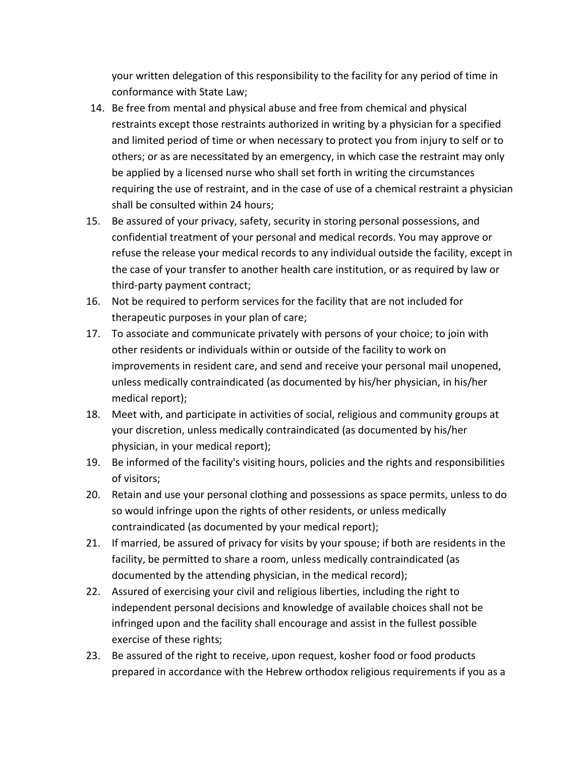your written delegation of this responsibility to the facility for any period of time in conformance with State Law;

14. Be free from mental and physical abuse and free from chemical and physical restraints except those restraints authorized in writing by a physician for a specified and limited period of time or when necessary to protect you from injury to self or to others; or as are necessitated by an emergency, in which case the restraint may only be applied by a licensed nurse who shall set forth in writing the circumstances requiring the use of restraint, and in the case of use of a chemical restraint a physician shall be consulted within 24 hours;
15. Be assured of your privacy, safety, security in storing personal possessions, and confidential treatment of your personal and medical records. You may approve or refuse the release your medical records to any individual outside the facility, except in the case of your transfer to another health care institution, or as required by law or third-party payment contract;
16. Not be required to perform services for the facility that are not included for therapeutic purposes in your plan of care;
17. To associate and communicate privately with persons of your choice; to join with other residents or individuals within or outside of the facility to work on improvements in resident care, and send and receive your personal mail unopened, unless medically contraindicated (as documented by his/her physician, in his/her medical report);
18. Meet with, and participate in activities of social, religious and community groups at your discretion, unless medically contraindicated (as documented by his/her physician, in your medical report);
19. Be informed of the facility's visiting hours, policies and the rights and responsibilities of visitors;
20. Retain and use your personal clothing and possessions as space permits, unless to do so would infringe upon the rights of other residents, or unless medically contraindicated (as documented by your medical report);
21. If married, be assured of privacy for visits by your spouse; if both are residents in the facility, be permitted to share a room, unless medically contraindicated (as documented by the attending physician, in the medical record);
22. Assured of exercising your civil and religious liberties, including the right to independent personal decisions and knowledge of available choices shall not be infringed upon and the facility shall encourage and assist in the fullest possible exercise of these rights;
23. Be assured of the right to receive, upon request, kosher food or food products prepared in accordance with the Hebrew orthodox religious requirements if you as a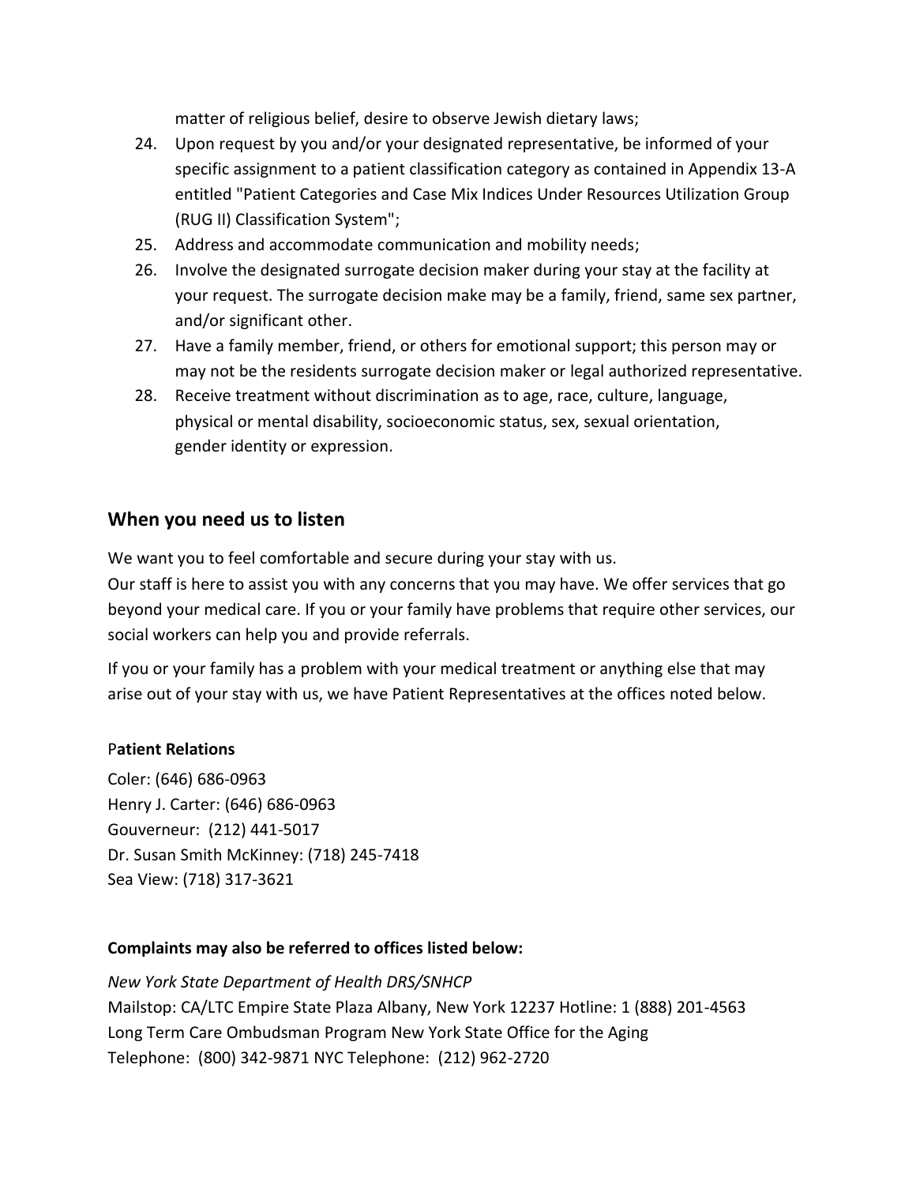matter of religious belief, desire to observe Jewish dietary laws;

24. Upon request by you and/or your designated representative, be informed of your specific assignment to a patient classification category as contained in Appendix 13-A entitled "Patient Categories and Case Mix Indices Under Resources Utilization Group (RUG II) Classification System";
25. Address and accommodate communication and mobility needs;
26. Involve the designated surrogate decision maker during your stay at the facility at your request. The surrogate decision make may be a family, friend, same sex partner, and/or significant other.
27. Have a family member, friend, or others for emotional support; this person may or may not be the residents surrogate decision maker or legal authorized representative.
28. Receive treatment without discrimination as to age, race, culture, language, physical or mental disability, socioeconomic status, sex, sexual orientation, gender identity or expression.

## When you need us to listen

We want you to feel comfortable and secure during your stay with us.
Our staff is here to assist you with any concerns that you may have. We offer services that go beyond your medical care. If you or your family have problems that require other services, our social workers can help you and provide referrals.

If you or your family has a problem with your medical treatment or anything else that may arise out of your stay with us, we have Patient Representatives at the offices noted below.

**Patient Relations**

Coler: (646) 686-0963
Henry J. Carter: (646) 686-0963
Gouverneur: (212) 441-5017
Dr. Susan Smith McKinney: (718) 245-7418
Sea View: (718) 317-3621

**Complaints may also be referred to offices listed below:**

*New York State Department of Health DRS/SNHCP*
Mailstop: CA/LTC Empire State Plaza Albany, New York 12237 Hotline: 1 (888) 201-4563
Long Term Care Ombudsman Program New York State Office for the Aging
Telephone: (800) 342-9871 NYC Telephone: (212) 962-2720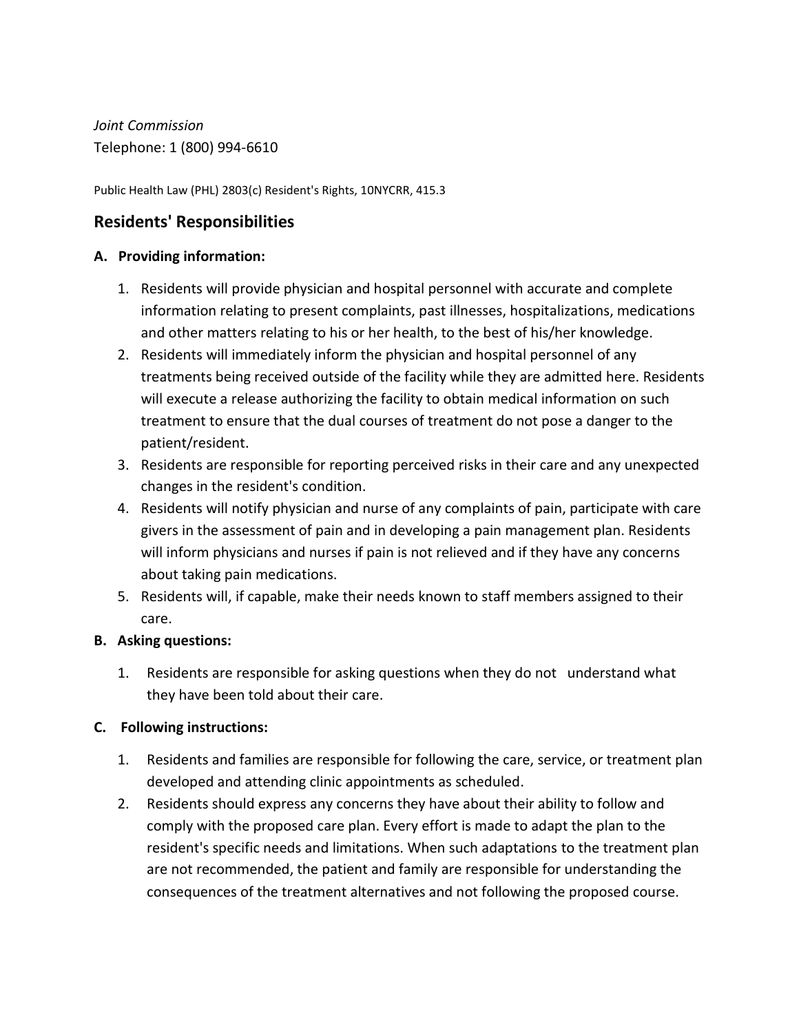*Joint Commission*
Telephone: 1 (800) 994-6610

Public Health Law (PHL) 2803(c) Resident's Rights, 10NYCRR, 415.3

## Residents' Responsibilities

**A. Providing information:**

1. Residents will provide physician and hospital personnel with accurate and complete information relating to present complaints, past illnesses, hospitalizations, medications and other matters relating to his or her health, to the best of his/her knowledge.
2. Residents will immediately inform the physician and hospital personnel of any treatments being received outside of the facility while they are admitted here. Residents will execute a release authorizing the facility to obtain medical information on such treatment to ensure that the dual courses of treatment do not pose a danger to the patient/resident.
3. Residents are responsible for reporting perceived risks in their care and any unexpected changes in the resident's condition.
4. Residents will notify physician and nurse of any complaints of pain, participate with care givers in the assessment of pain and in developing a pain management plan. Residents will inform physicians and nurses if pain is not relieved and if they have any concerns about taking pain medications.
5. Residents will, if capable, make their needs known to staff members assigned to their care.

**B. Asking questions:**

1. Residents are responsible for asking questions when they do not understand what they have been told about their care.

**C. Following instructions:**

1. Residents and families are responsible for following the care, service, or treatment plan developed and attending clinic appointments as scheduled.
2. Residents should express any concerns they have about their ability to follow and comply with the proposed care plan. Every effort is made to adapt the plan to the resident's specific needs and limitations. When such adaptations to the treatment plan are not recommended, the patient and family are responsible for understanding the consequences of the treatment alternatives and not following the proposed course.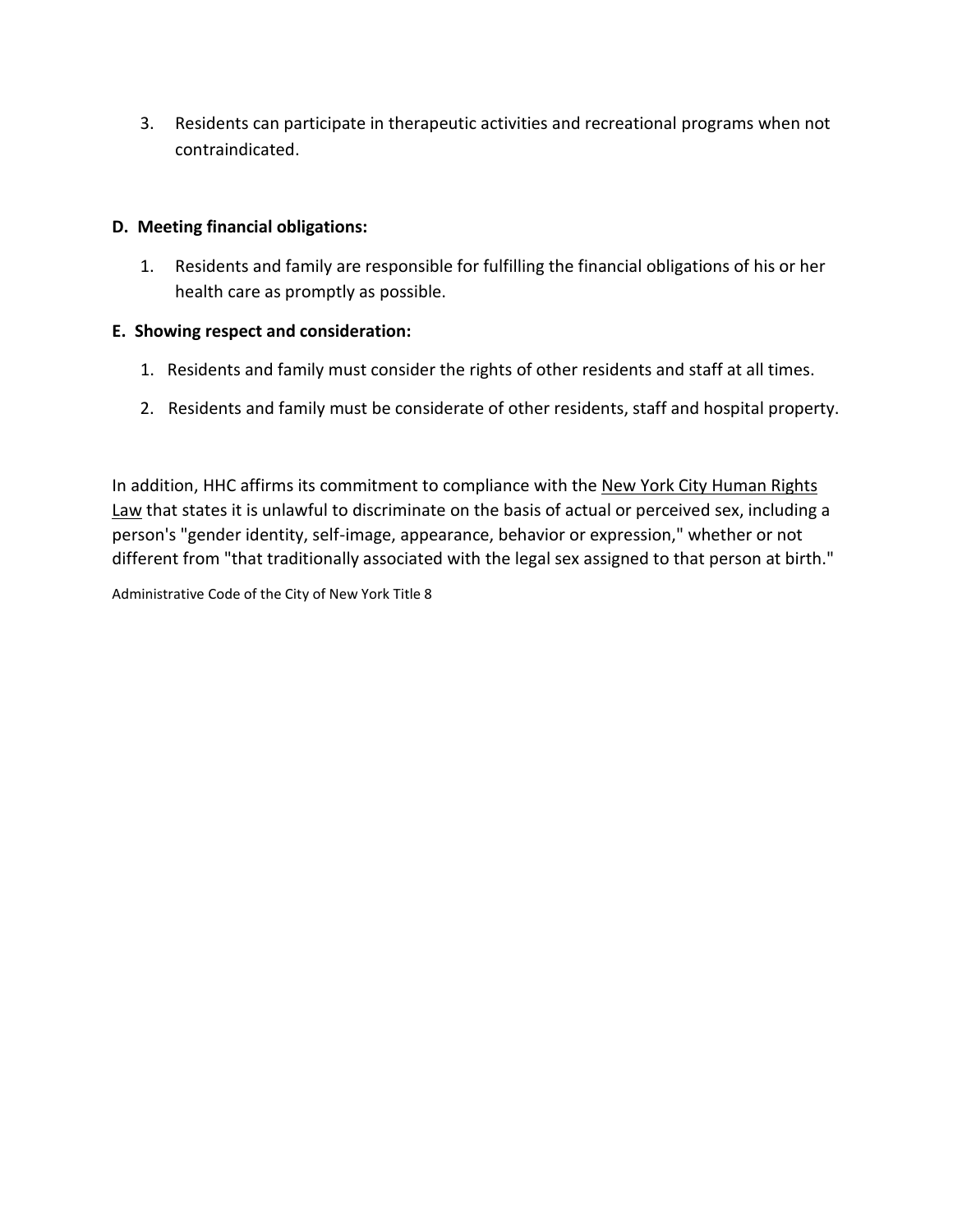3. Residents can participate in therapeutic activities and recreational programs when not contraindicated.

**D. Meeting financial obligations:**

1. Residents and family are responsible for fulfilling the financial obligations of his or her health care as promptly as possible.

**E. Showing respect and consideration:**

1. Residents and family must consider the rights of other residents and staff at all times.
2. Residents and family must be considerate of other residents, staff and hospital property.

In addition, HHC affirms its commitment to compliance with the New York City Human Rights Law that states it is unlawful to discriminate on the basis of actual or perceived sex, including a person's "gender identity, self-image, appearance, behavior or expression," whether or not different from "that traditionally associated with the legal sex assigned to that person at birth."

Administrative Code of the City of New York Title 8